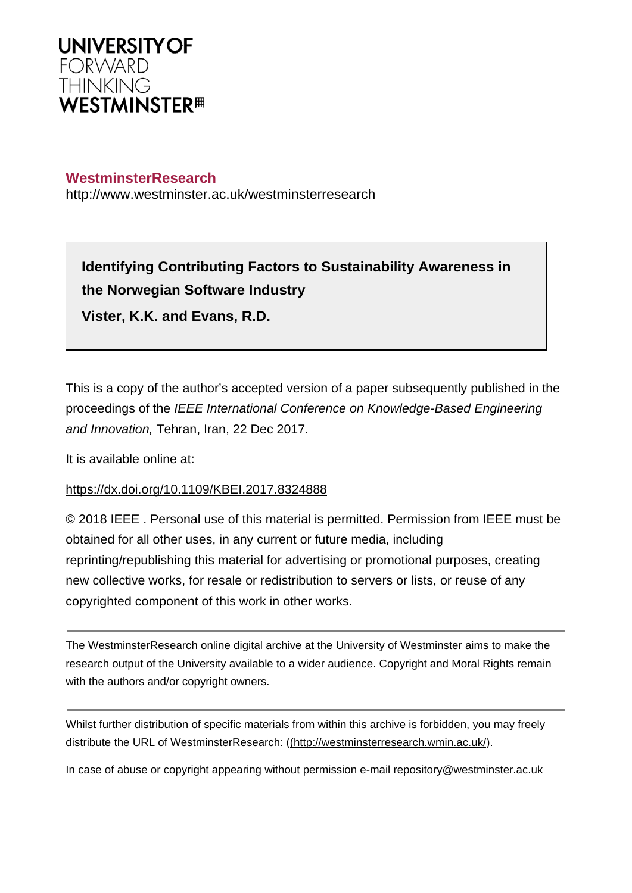UNIVERSITY OF
FORWARD
THINKING
WESTMINSTER

**WestminsterResearch**
http://www.westminster.ac.uk/westminsterresearch

**Identifying Contributing Factors to Sustainability Awareness in the Norwegian Software Industry**

**Vister, K.K. and Evans, R.D.**

This is a copy of the author's accepted version of a paper subsequently published in the proceedings of the *IEEE International Conference on Knowledge-Based Engineering and Innovation,* Tehran, Iran, 22 Dec 2017.

It is available online at:

https://dx.doi.org/10.1109/KBEI.2017.8324888

© 2018 IEEE . Personal use of this material is permitted. Permission from IEEE must be obtained for all other uses, in any current or future media, including reprinting/republishing this material for advertising or promotional purposes, creating new collective works, for resale or redistribution to servers or lists, or reuse of any copyrighted component of this work in other works.

---

The WestminsterResearch online digital archive at the University of Westminster aims to make the research output of the University available to a wider audience. Copyright and Moral Rights remain with the authors and/or copyright owners.

---

Whilst further distribution of specific materials from within this archive is forbidden, you may freely distribute the URL of WestminsterResearch: ((http://westminsterresearch.wmin.ac.uk/).

In case of abuse or copyright appearing without permission e-mail repository@westminster.ac.uk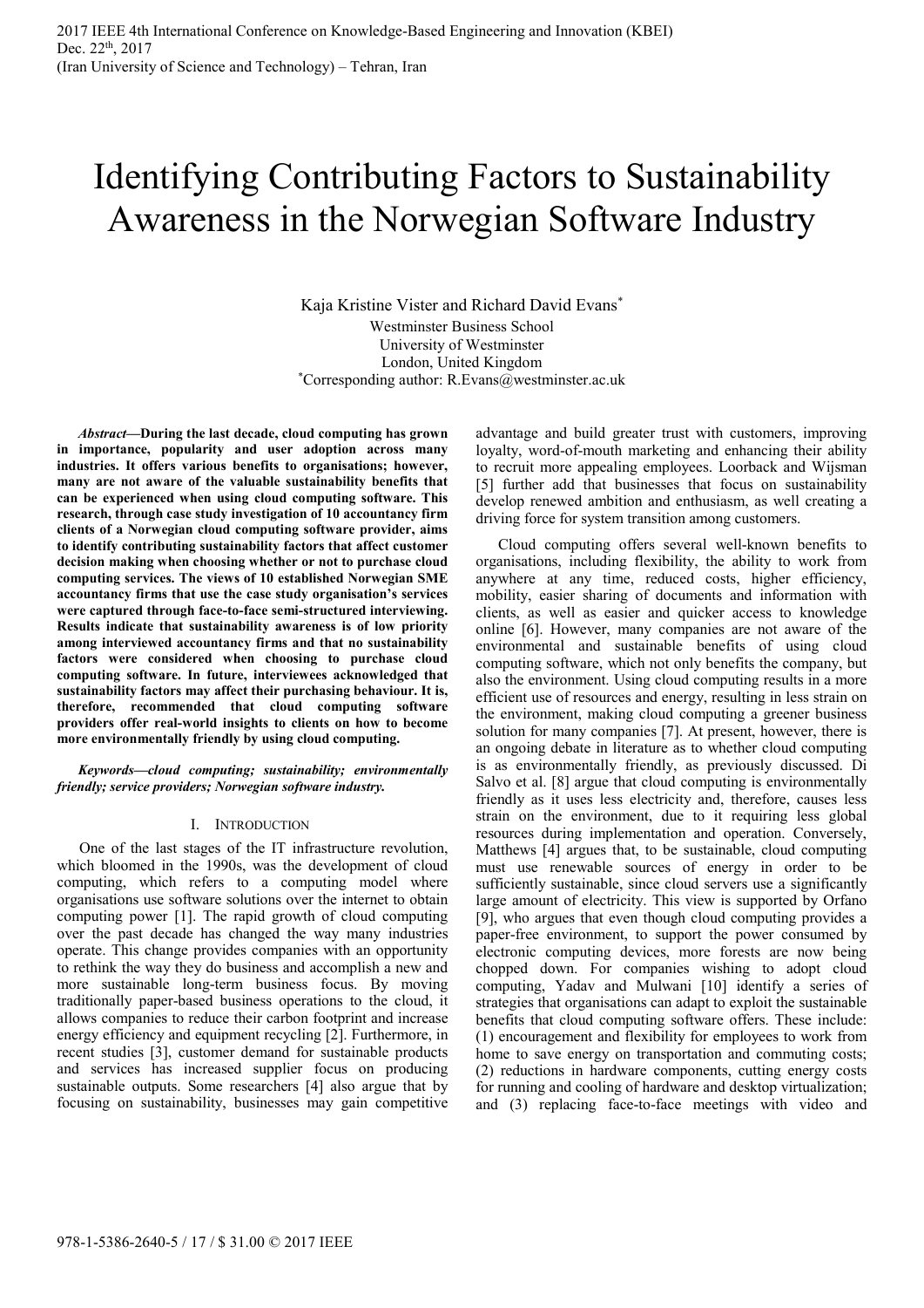# Identifying Contributing Factors to Sustainability Awareness in the Norwegian Software Industry

Kaja Kristine Vister and Richard David Evans*
Westminster Business School
University of Westminster
London, United Kingdom
*Corresponding author: R.Evans@westminster.ac.uk

***Abstract*—During the last decade, cloud computing has grown in importance, popularity and user adoption across many industries. It offers various benefits to organisations; however, many are not aware of the valuable sustainability benefits that can be experienced when using cloud computing software. This research, through case study investigation of 10 accountancy firm clients of a Norwegian cloud computing software provider, aims to identify contributing sustainability factors that affect customer decision making when choosing whether or not to purchase cloud computing services. The views of 10 established Norwegian SME accountancy firms that use the case study organisation's services were captured through face-to-face semi-structured interviewing. Results indicate that sustainability awareness is of low priority among interviewed accountancy firms and that no sustainability factors were considered when choosing to purchase cloud computing software. In future, interviewees acknowledged that sustainability factors may affect their purchasing behaviour. It is, therefore, recommended that cloud computing software providers offer real-world insights to clients on how to become more environmentally friendly by using cloud computing.**

***Keywords—cloud computing; sustainability; environmentally friendly; service providers; Norwegian software industry.***

## I. Introduction

One of the last stages of the IT infrastructure revolution, which bloomed in the 1990s, was the development of cloud computing, which refers to a computing model where organisations use software solutions over the internet to obtain computing power [1]. The rapid growth of cloud computing over the past decade has changed the way many industries operate. This change provides companies with an opportunity to rethink the way they do business and accomplish a new and more sustainable long-term business focus. By moving traditionally paper-based business operations to the cloud, it allows companies to reduce their carbon footprint and increase energy efficiency and equipment recycling [2]. Furthermore, in recent studies [3], customer demand for sustainable products and services has increased supplier focus on producing sustainable outputs. Some researchers [4] also argue that by focusing on sustainability, businesses may gain competitive advantage and build greater trust with customers, improving loyalty, word-of-mouth marketing and enhancing their ability to recruit more appealing employees. Loorback and Wijsman [5] further add that businesses that focus on sustainability develop renewed ambition and enthusiasm, as well creating a driving force for system transition among customers.

Cloud computing offers several well-known benefits to organisations, including flexibility, the ability to work from anywhere at any time, reduced costs, higher efficiency, mobility, easier sharing of documents and information with clients, as well as easier and quicker access to knowledge online [6]. However, many companies are not aware of the environmental and sustainable benefits of using cloud computing software, which not only benefits the company, but also the environment. Using cloud computing results in a more efficient use of resources and energy, resulting in less strain on the environment, making cloud computing a greener business solution for many companies [7]. At present, however, there is an ongoing debate in literature as to whether cloud computing is as environmentally friendly, as previously discussed. Di Salvo et al. [8] argue that cloud computing is environmentally friendly as it uses less electricity and, therefore, causes less strain on the environment, due to it requiring less global resources during implementation and operation. Conversely, Matthews [4] argues that, to be sustainable, cloud computing must use renewable sources of energy in order to be sufficiently sustainable, since cloud servers use a significantly large amount of electricity. This view is supported by Orfano [9], who argues that even though cloud computing provides a paper-free environment, to support the power consumed by electronic computing devices, more forests are now being chopped down. For companies wishing to adopt cloud computing, Yadav and Mulwani [10] identify a series of strategies that organisations can adapt to exploit the sustainable benefits that cloud computing software offers. These include: (1) encouragement and flexibility for employees to work from home to save energy on transportation and commuting costs; (2) reductions in hardware components, cutting energy costs for running and cooling of hardware and desktop virtualization; and (3) replacing face-to-face meetings with video and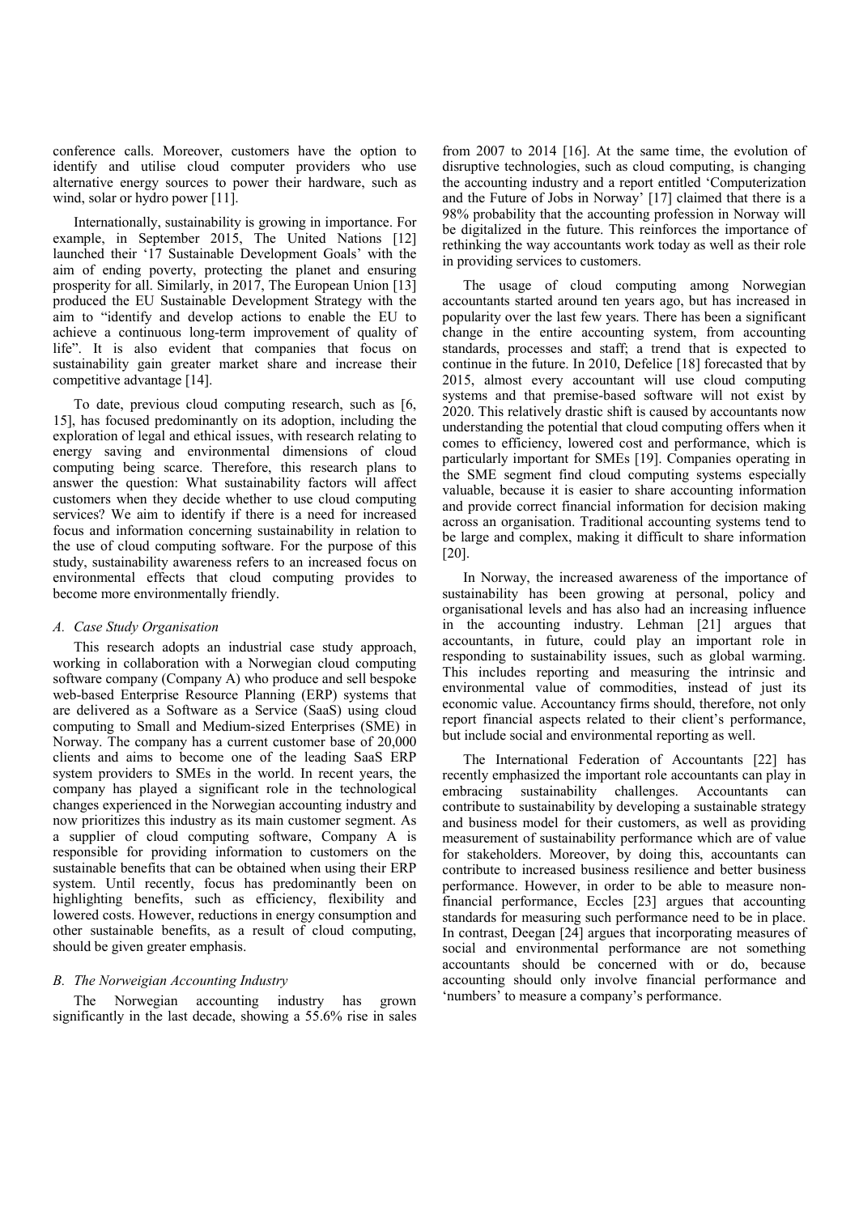conference calls. Moreover, customers have the option to identify and utilise cloud computer providers who use alternative energy sources to power their hardware, such as wind, solar or hydro power [11].

Internationally, sustainability is growing in importance. For example, in September 2015, The United Nations [12] launched their '17 Sustainable Development Goals' with the aim of ending poverty, protecting the planet and ensuring prosperity for all. Similarly, in 2017, The European Union [13] produced the EU Sustainable Development Strategy with the aim to "identify and develop actions to enable the EU to achieve a continuous long-term improvement of quality of life". It is also evident that companies that focus on sustainability gain greater market share and increase their competitive advantage [14].

To date, previous cloud computing research, such as [6, 15], has focused predominantly on its adoption, including the exploration of legal and ethical issues, with research relating to energy saving and environmental dimensions of cloud computing being scarce. Therefore, this research plans to answer the question: What sustainability factors will affect customers when they decide whether to use cloud computing services? We aim to identify if there is a need for increased focus and information concerning sustainability in relation to the use of cloud computing software. For the purpose of this study, sustainability awareness refers to an increased focus on environmental effects that cloud computing provides to become more environmentally friendly.

### *A. Case Study Organisation*

This research adopts an industrial case study approach, working in collaboration with a Norwegian cloud computing software company (Company A) who produce and sell bespoke web-based Enterprise Resource Planning (ERP) systems that are delivered as a Software as a Service (SaaS) using cloud computing to Small and Medium-sized Enterprises (SME) in Norway. The company has a current customer base of 20,000 clients and aims to become one of the leading SaaS ERP system providers to SMEs in the world. In recent years, the company has played a significant role in the technological changes experienced in the Norwegian accounting industry and now prioritizes this industry as its main customer segment. As a supplier of cloud computing software, Company A is responsible for providing information to customers on the sustainable benefits that can be obtained when using their ERP system. Until recently, focus has predominantly been on highlighting benefits, such as efficiency, flexibility and lowered costs. However, reductions in energy consumption and other sustainable benefits, as a result of cloud computing, should be given greater emphasis.

### *B. The Norweigian Accounting Industry*

The Norwegian accounting industry has grown significantly in the last decade, showing a 55.6% rise in sales from 2007 to 2014 [16]. At the same time, the evolution of disruptive technologies, such as cloud computing, is changing the accounting industry and a report entitled 'Computerization and the Future of Jobs in Norway' [17] claimed that there is a 98% probability that the accounting profession in Norway will be digitalized in the future. This reinforces the importance of rethinking the way accountants work today as well as their role in providing services to customers.

The usage of cloud computing among Norwegian accountants started around ten years ago, but has increased in popularity over the last few years. There has been a significant change in the entire accounting system, from accounting standards, processes and staff; a trend that is expected to continue in the future. In 2010, Defelice [18] forecasted that by 2015, almost every accountant will use cloud computing systems and that premise-based software will not exist by 2020. This relatively drastic shift is caused by accountants now understanding the potential that cloud computing offers when it comes to efficiency, lowered cost and performance, which is particularly important for SMEs [19]. Companies operating in the SME segment find cloud computing systems especially valuable, because it is easier to share accounting information and provide correct financial information for decision making across an organisation. Traditional accounting systems tend to be large and complex, making it difficult to share information [20].

In Norway, the increased awareness of the importance of sustainability has been growing at personal, policy and organisational levels and has also had an increasing influence in the accounting industry. Lehman [21] argues that accountants, in future, could play an important role in responding to sustainability issues, such as global warming. This includes reporting and measuring the intrinsic and environmental value of commodities, instead of just its economic value. Accountancy firms should, therefore, not only report financial aspects related to their client's performance, but include social and environmental reporting as well.

The International Federation of Accountants [22] has recently emphasized the important role accountants can play in embracing sustainability challenges. Accountants can contribute to sustainability by developing a sustainable strategy and business model for their customers, as well as providing measurement of sustainability performance which are of value for stakeholders. Moreover, by doing this, accountants can contribute to increased business resilience and better business performance. However, in order to be able to measure non-financial performance, Eccles [23] argues that accounting standards for measuring such performance need to be in place. In contrast, Deegan [24] argues that incorporating measures of social and environmental performance are not something accountants should be concerned with or do, because accounting should only involve financial performance and 'numbers' to measure a company's performance.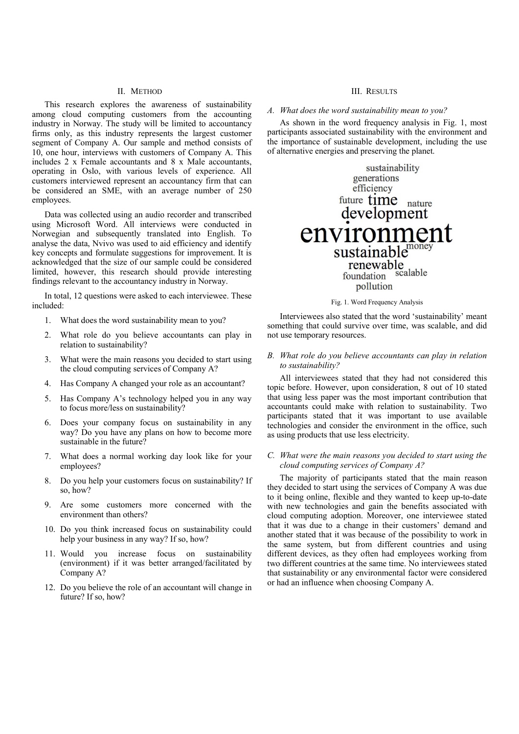## II. Method

This research explores the awareness of sustainability among cloud computing customers from the accounting industry in Norway. The study will be limited to accountancy firms only, as this industry represents the largest customer segment of Company A. Our sample and method consists of 10, one hour, interviews with customers of Company A. This includes 2 x Female accountants and 8 x Male accountants, operating in Oslo, with various levels of experience. All customers interviewed represent an accountancy firm that can be considered an SME, with an average number of 250 employees.

Data was collected using an audio recorder and transcribed using Microsoft Word. All interviews were conducted in Norwegian and subsequently translated into English. To analyse the data, Nvivo was used to aid efficiency and identify key concepts and formulate suggestions for improvement. It is acknowledged that the size of our sample could be considered limited, however, this research should provide interesting findings relevant to the accountancy industry in Norway.

In total, 12 questions were asked to each interviewee. These included:

1. What does the word sustainability mean to you?
2. What role do you believe accountants can play in relation to sustainability?
3. What were the main reasons you decided to start using the cloud computing services of Company A?
4. Has Company A changed your role as an accountant?
5. Has Company A's technology helped you in any way to focus more/less on sustainability?
6. Does your company focus on sustainability in any way? Do you have any plans on how to become more sustainable in the future?
7. What does a normal working day look like for your employees?
8. Do you help your customers focus on sustainability? If so, how?
9. Are some customers more concerned with the environment than others?
10. Do you think increased focus on sustainability could help your business in any way? If so, how?
11. Would you increase focus on sustainability (environment) if it was better arranged/facilitated by Company A?
12. Do you believe the role of an accountant will change in future? If so, how?

## III. Results

### A. *What does the word sustainability mean to you?*

As shown in the word frequency analysis in Fig. 1, most participants associated sustainability with the environment and the importance of sustainable development, including the use of alternative energies and preserving the planet.

sustainability
generations
efficiency
future time nature
development
environment
sustainable money
renewable
foundation scalable
pollution

Fig. 1. Word Frequency Analysis

Interviewees also stated that the word 'sustainability' meant something that could survive over time, was scalable, and did not use temporary resources.

### B. *What role do you believe accountants can play in relation to sustainability?*

All interviewees stated that they had not considered this topic before. However, upon consideration, 8 out of 10 stated that using less paper was the most important contribution that accountants could make with relation to sustainability. Two participants stated that it was important to use available technologies and consider the environment in the office, such as using products that use less electricity.

### C. *What were the main reasons you decided to start using the cloud computing services of Company A?*

The majority of participants stated that the main reason they decided to start using the services of Company A was due to it being online, flexible and they wanted to keep up-to-date with new technologies and gain the benefits associated with cloud computing adoption. Moreover, one interviewee stated that it was due to a change in their customers' demand and another stated that it was because of the possibility to work in the same system, but from different countries and using different devices, as they often had employees working from two different countries at the same time. No interviewees stated that sustainability or any environmental factor were considered or had an influence when choosing Company A.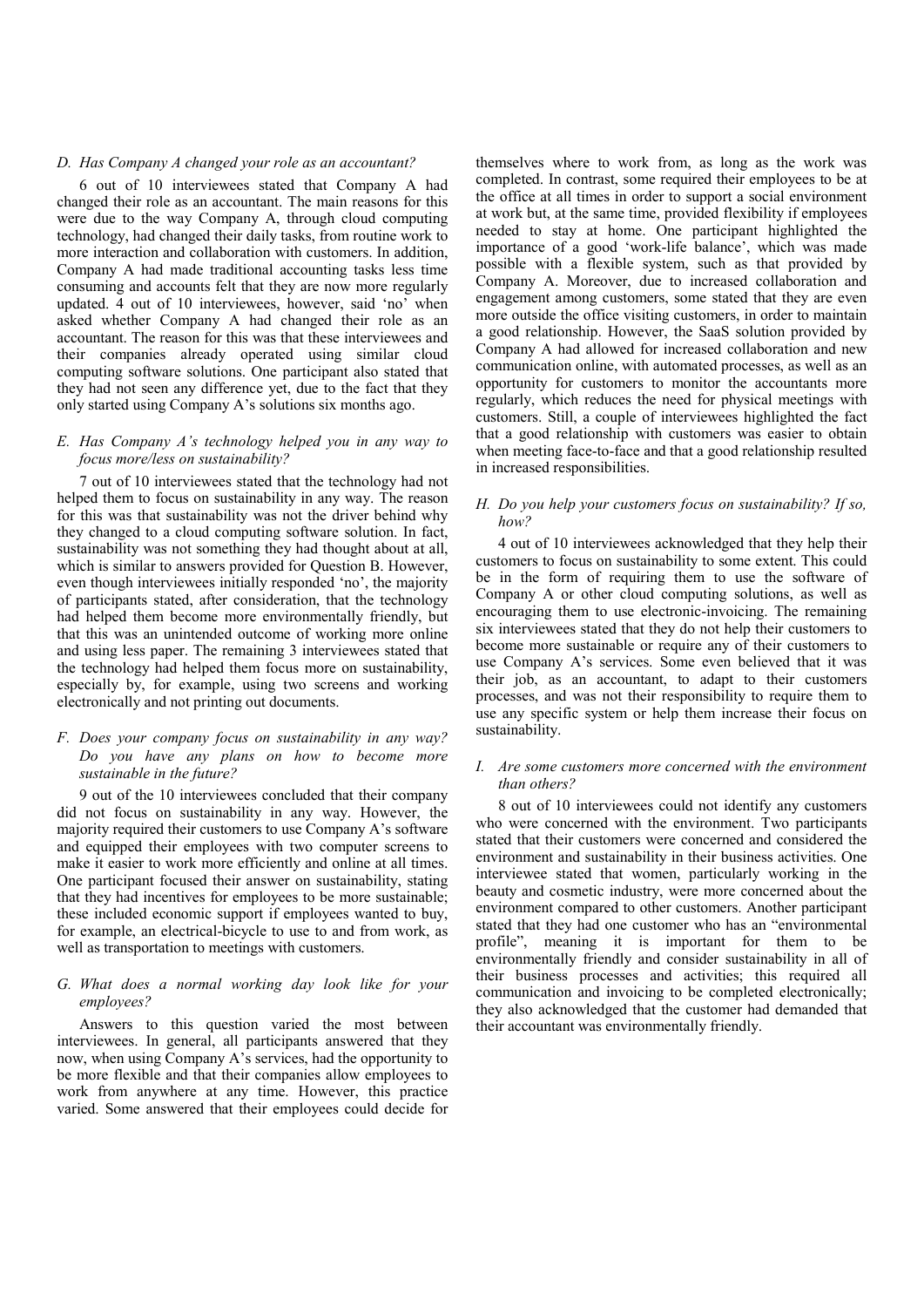### D. Has Company A changed your role as an accountant?

6 out of 10 interviewees stated that Company A had changed their role as an accountant. The main reasons for this were due to the way Company A, through cloud computing technology, had changed their daily tasks, from routine work to more interaction and collaboration with customers. In addition, Company A had made traditional accounting tasks less time consuming and accounts felt that they are now more regularly updated. 4 out of 10 interviewees, however, said 'no' when asked whether Company A had changed their role as an accountant. The reason for this was that these interviewees and their companies already operated using similar cloud computing software solutions. One participant also stated that they had not seen any difference yet, due to the fact that they only started using Company A's solutions six months ago.

### E. Has Company A's technology helped you in any way to focus more/less on sustainability?

7 out of 10 interviewees stated that the technology had not helped them to focus on sustainability in any way. The reason for this was that sustainability was not the driver behind why they changed to a cloud computing software solution. In fact, sustainability was not something they had thought about at all, which is similar to answers provided for Question B. However, even though interviewees initially responded 'no', the majority of participants stated, after consideration, that the technology had helped them become more environmentally friendly, but that this was an unintended outcome of working more online and using less paper. The remaining 3 interviewees stated that the technology had helped them focus more on sustainability, especially by, for example, using two screens and working electronically and not printing out documents.

### F. Does your company focus on sustainability in any way? Do you have any plans on how to become more sustainable in the future?

9 out of the 10 interviewees concluded that their company did not focus on sustainability in any way. However, the majority required their customers to use Company A's software and equipped their employees with two computer screens to make it easier to work more efficiently and online at all times. One participant focused their answer on sustainability, stating that they had incentives for employees to be more sustainable; these included economic support if employees wanted to buy, for example, an electrical-bicycle to use to and from work, as well as transportation to meetings with customers.

### G. What does a normal working day look like for your employees?

Answers to this question varied the most between interviewees. In general, all participants answered that they now, when using Company A's services, had the opportunity to be more flexible and that their companies allow employees to work from anywhere at any time. However, this practice varied. Some answered that their employees could decide for themselves where to work from, as long as the work was completed. In contrast, some required their employees to be at the office at all times in order to support a social environment at work but, at the same time, provided flexibility if employees needed to stay at home. One participant highlighted the importance of a good 'work-life balance', which was made possible with a flexible system, such as that provided by Company A. Moreover, due to increased collaboration and engagement among customers, some stated that they are even more outside the office visiting customers, in order to maintain a good relationship. However, the SaaS solution provided by Company A had allowed for increased collaboration and new communication online, with automated processes, as well as an opportunity for customers to monitor the accountants more regularly, which reduces the need for physical meetings with customers. Still, a couple of interviewees highlighted the fact that a good relationship with customers was easier to obtain when meeting face-to-face and that a good relationship resulted in increased responsibilities.

### H. Do you help your customers focus on sustainability? If so, how?

4 out of 10 interviewees acknowledged that they help their customers to focus on sustainability to some extent. This could be in the form of requiring them to use the software of Company A or other cloud computing solutions, as well as encouraging them to use electronic-invoicing. The remaining six interviewees stated that they do not help their customers to become more sustainable or require any of their customers to use Company A's services. Some even believed that it was their job, as an accountant, to adapt to their customers processes, and was not their responsibility to require them to use any specific system or help them increase their focus on sustainability.

### I. Are some customers more concerned with the environment than others?

8 out of 10 interviewees could not identify any customers who were concerned with the environment. Two participants stated that their customers were concerned and considered the environment and sustainability in their business activities. One interviewee stated that women, particularly working in the beauty and cosmetic industry, were more concerned about the environment compared to other customers. Another participant stated that they had one customer who has an "environmental profile", meaning it is important for them to be environmentally friendly and consider sustainability in all of their business processes and activities; this required all communication and invoicing to be completed electronically; they also acknowledged that the customer had demanded that their accountant was environmentally friendly.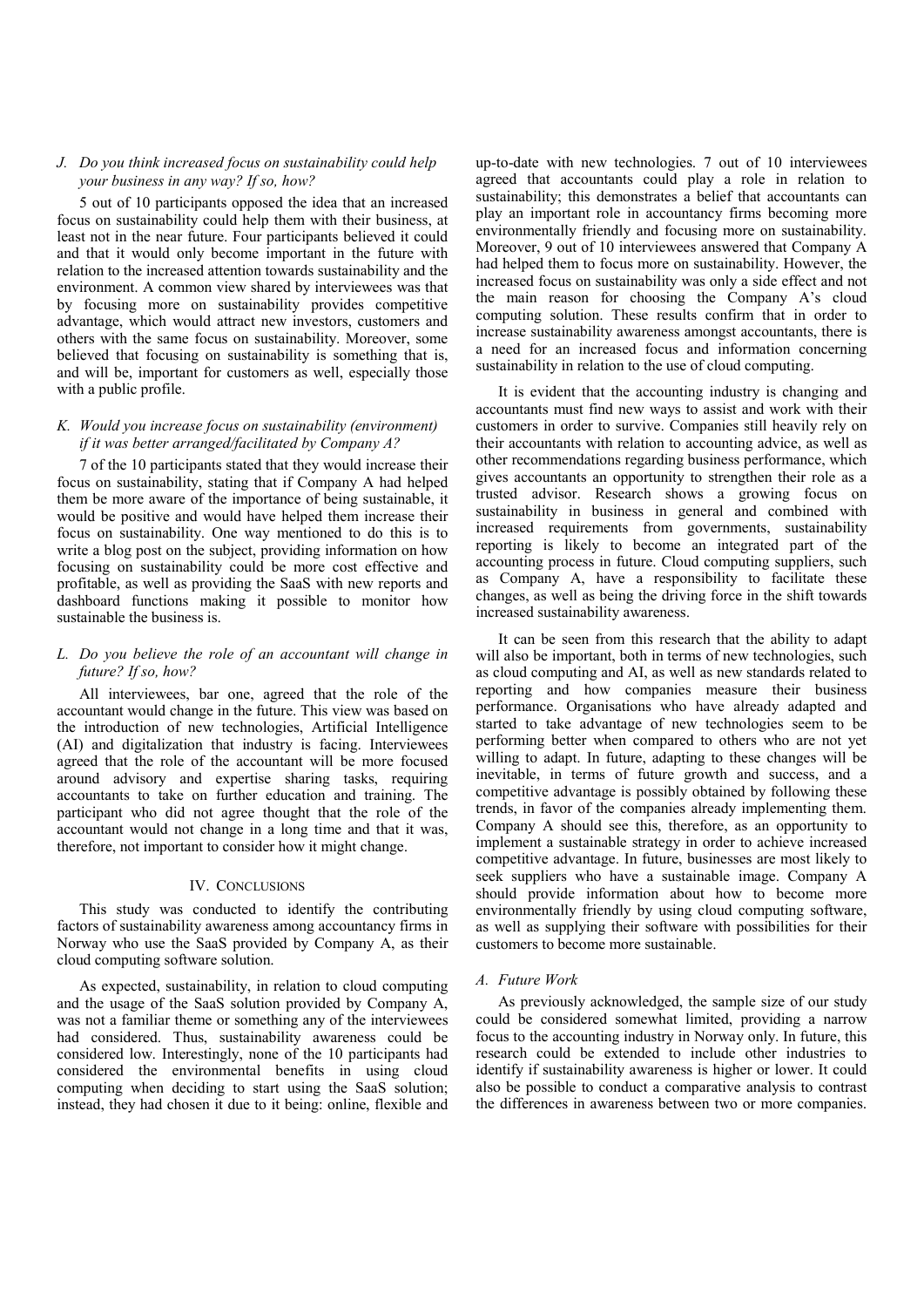### J. Do you think increased focus on sustainability could help your business in any way? If so, how?

5 out of 10 participants opposed the idea that an increased focus on sustainability could help them with their business, at least not in the near future. Four participants believed it could and that it would only become important in the future with relation to the increased attention towards sustainability and the environment. A common view shared by interviewees was that by focusing more on sustainability provides competitive advantage, which would attract new investors, customers and others with the same focus on sustainability. Moreover, some believed that focusing on sustainability is something that is, and will be, important for customers as well, especially those with a public profile.

### K. Would you increase focus on sustainability (environment) if it was better arranged/facilitated by Company A?

7 of the 10 participants stated that they would increase their focus on sustainability, stating that if Company A had helped them be more aware of the importance of being sustainable, it would be positive and would have helped them increase their focus on sustainability. One way mentioned to do this is to write a blog post on the subject, providing information on how focusing on sustainability could be more cost effective and profitable, as well as providing the SaaS with new reports and dashboard functions making it possible to monitor how sustainable the business is.

### L. Do you believe the role of an accountant will change in future? If so, how?

All interviewees, bar one, agreed that the role of the accountant would change in the future. This view was based on the introduction of new technologies, Artificial Intelligence (AI) and digitalization that industry is facing. Interviewees agreed that the role of the accountant will be more focused around advisory and expertise sharing tasks, requiring accountants to take on further education and training. The participant who did not agree thought that the role of the accountant would not change in a long time and that it was, therefore, not important to consider how it might change.

## IV. Conclusions

This study was conducted to identify the contributing factors of sustainability awareness among accountancy firms in Norway who use the SaaS provided by Company A, as their cloud computing software solution.

As expected, sustainability, in relation to cloud computing and the usage of the SaaS solution provided by Company A, was not a familiar theme or something any of the interviewees had considered. Thus, sustainability awareness could be considered low. Interestingly, none of the 10 participants had considered the environmental benefits in using cloud computing when deciding to start using the SaaS solution; instead, they had chosen it due to it being: online, flexible and up-to-date with new technologies. 7 out of 10 interviewees agreed that accountants could play a role in relation to sustainability; this demonstrates a belief that accountants can play an important role in accountancy firms becoming more environmentally friendly and focusing more on sustainability. Moreover, 9 out of 10 interviewees answered that Company A had helped them to focus more on sustainability. However, the increased focus on sustainability was only a side effect and not the main reason for choosing the Company A's cloud computing solution. These results confirm that in order to increase sustainability awareness amongst accountants, there is a need for an increased focus and information concerning sustainability in relation to the use of cloud computing.

It is evident that the accounting industry is changing and accountants must find new ways to assist and work with their customers in order to survive. Companies still heavily rely on their accountants with relation to accounting advice, as well as other recommendations regarding business performance, which gives accountants an opportunity to strengthen their role as a trusted advisor. Research shows a growing focus on sustainability in business in general and combined with increased requirements from governments, sustainability reporting is likely to become an integrated part of the accounting process in future. Cloud computing suppliers, such as Company A, have a responsibility to facilitate these changes, as well as being the driving force in the shift towards increased sustainability awareness.

It can be seen from this research that the ability to adapt will also be important, both in terms of new technologies, such as cloud computing and AI, as well as new standards related to reporting and how companies measure their business performance. Organisations who have already adapted and started to take advantage of new technologies seem to be performing better when compared to others who are not yet willing to adapt. In future, adapting to these changes will be inevitable, in terms of future growth and success, and a competitive advantage is possibly obtained by following these trends, in favor of the companies already implementing them. Company A should see this, therefore, as an opportunity to implement a sustainable strategy in order to achieve increased competitive advantage. In future, businesses are most likely to seek suppliers who have a sustainable image. Company A should provide information about how to become more environmentally friendly by using cloud computing software, as well as supplying their software with possibilities for their customers to become more sustainable.

### A. Future Work

As previously acknowledged, the sample size of our study could be considered somewhat limited, providing a narrow focus to the accounting industry in Norway only. In future, this research could be extended to include other industries to identify if sustainability awareness is higher or lower. It could also be possible to conduct a comparative analysis to contrast the differences in awareness between two or more companies.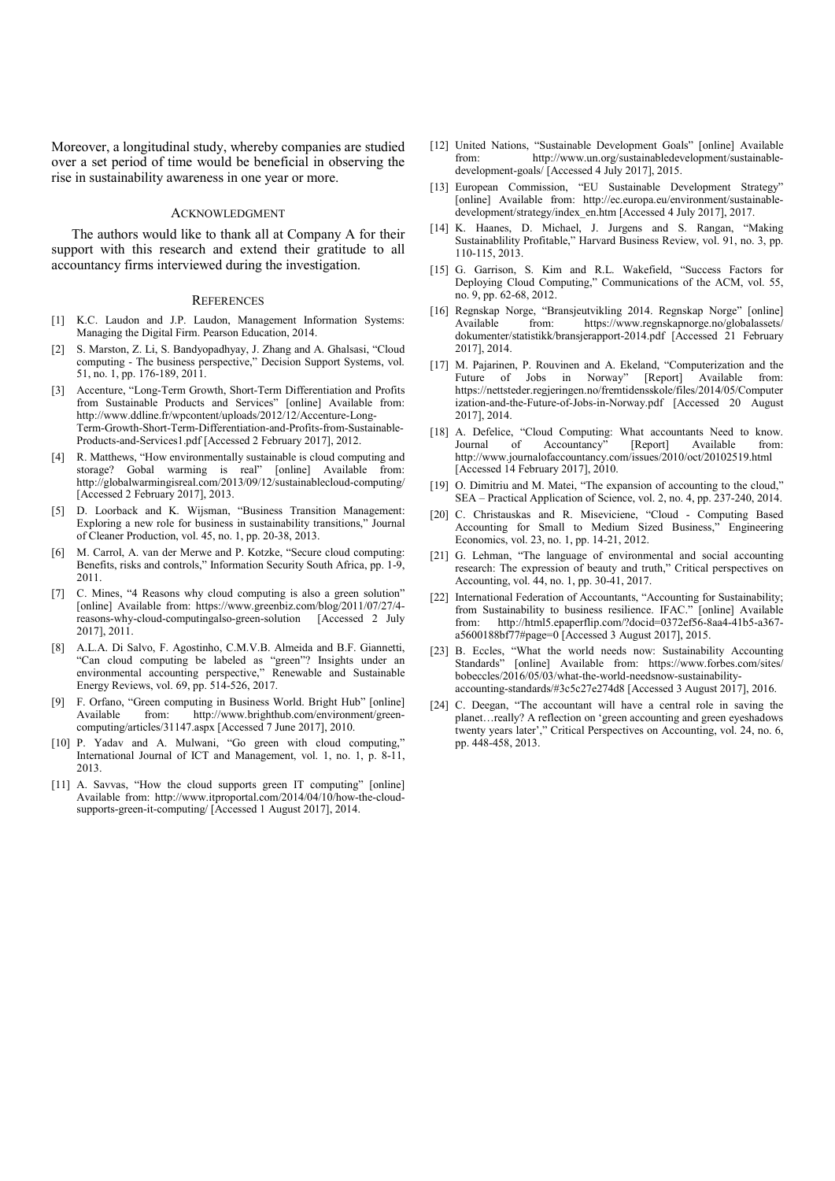Moreover, a longitudinal study, whereby companies are studied over a set period of time would be beneficial in observing the rise in sustainability awareness in one year or more.

## Acknowledgment

The authors would like to thank all at Company A for their support with this research and extend their gratitude to all accountancy firms interviewed during the investigation.

## References

[1] K.C. Laudon and J.P. Laudon, Management Information Systems: Managing the Digital Firm. Pearson Education, 2014.

[2] S. Marston, Z. Li, S. Bandyopadhyay, J. Zhang and A. Ghalsasi, "Cloud computing - The business perspective," Decision Support Systems, vol. 51, no. 1, pp. 176-189, 2011.

[3] Accenture, "Long-Term Growth, Short-Term Differentiation and Profits from Sustainable Products and Services" [online] Available from: http://www.ddline.fr/wpcontent/uploads/2012/12/Accenture-Long-Term-Growth-Short-Term-Differentiation-and-Profits-from-Sustainable-Products-and-Services1.pdf [Accessed 2 February 2017], 2012.

[4] R. Matthews, "How environmentally sustainable is cloud computing and storage? Gobal warming is real" [online] Available from: http://globalwarmingisreal.com/2013/09/12/sustainablecloud-computing/ [Accessed 2 February 2017], 2013.

[5] D. Loorback and K. Wijsman, "Business Transition Management: Exploring a new role for business in sustainability transitions," Journal of Cleaner Production, vol. 45, no. 1, pp. 20-38, 2013.

[6] M. Carrol, A. van der Merwe and P. Kotzke, "Secure cloud computing: Benefits, risks and controls," Information Security South Africa, pp. 1-9, 2011.

[7] C. Mines, "4 Reasons why cloud computing is also a green solution" [online] Available from: https://www.greenbiz.com/blog/2011/07/27/4-reasons-why-cloud-computingalso-green-solution [Accessed 2 July 2017], 2011.

[8] A.L.A. Di Salvo, F. Agostinho, C.M.V.B. Almeida and B.F. Giannetti, "Can cloud computing be labeled as "green"? Insights under an environmental accounting perspective," Renewable and Sustainable Energy Reviews, vol. 69, pp. 514-526, 2017.

[9] F. Orfano, "Green computing in Business World. Bright Hub" [online] Available from: http://www.brighthub.com/environment/green-computing/articles/31147.aspx [Accessed 7 June 2017], 2010.

[10] P. Yadav and A. Mulwani, "Go green with cloud computing," International Journal of ICT and Management, vol. 1, no. 1, p. 8-11, 2013.

[11] A. Savvas, "How the cloud supports green IT computing" [online] Available from: http://www.itproportal.com/2014/04/10/how-the-cloud-supports-green-it-computing/ [Accessed 1 August 2017], 2014.

[12] United Nations, "Sustainable Development Goals" [online] Available from: http://www.un.org/sustainabledevelopment/sustainable-development-goals/ [Accessed 4 July 2017], 2015.

[13] European Commission, "EU Sustainable Development Strategy" [online] Available from: http://ec.europa.eu/environment/sustainable-development/strategy/index_en.htm [Accessed 4 July 2017], 2017.

[14] K. Haanes, D. Michael, J. Jurgens and S. Rangan, "Making Sustainablility Profitable," Harvard Business Review, vol. 91, no. 3, pp. 110-115, 2013.

[15] G. Garrison, S. Kim and R.L. Wakefield, "Success Factors for Deploying Cloud Computing," Communications of the ACM, vol. 55, no. 9, pp. 62-68, 2012.

[16] Regnskap Norge, "Bransjeutvikling 2014. Regnskap Norge" [online] Available from: https://www.regnskapnorge.no/globalassets/dokumenter/statistikk/bransjerapport-2014.pdf [Accessed 21 February 2017], 2014.

[17] M. Pajarinen, P. Rouvinen and A. Ekeland, "Computerization and the Future of Jobs in Norway" [Report] Available from: https://nettsteder.regjeringen.no/fremtidensskole/files/2014/05/Computerization-and-the-Future-of-Jobs-in-Norway.pdf [Accessed 20 August 2017], 2014.

[18] A. Defelice, "Cloud Computing: What accountants Need to know. Journal of Accountancy" [Report] Available from: http://www.journalofaccountancy.com/issues/2010/oct/20102519.html [Accessed 14 February 2017], 2010.

[19] O. Dimitriu and M. Matei, "The expansion of accounting to the cloud," SEA – Practical Application of Science, vol. 2, no. 4, pp. 237-240, 2014.

[20] C. Christauskas and R. Miseviciene, "Cloud - Computing Based Accounting for Small to Medium Sized Business," Engineering Economics, vol. 23, no. 1, pp. 14-21, 2012.

[21] G. Lehman, "The language of environmental and social accounting research: The expression of beauty and truth," Critical perspectives on Accounting, vol. 44, no. 1, pp. 30-41, 2017.

[22] International Federation of Accountants, "Accounting for Sustainability; from Sustainability to business resilience. IFAC." [online] Available from: http://html5.epaperflip.com/?docid=0372ef56-8aa4-41b5-a367-a5600188bf77#page=0 [Accessed 3 August 2017], 2015.

[23] B. Eccles, "What the world needs now: Sustainability Accounting Standards" [online] Available from: https://www.forbes.com/sites/bobeccles/2016/05/03/what-the-world-needsnow-sustainability-accounting-standards/#3c5c27e274d8 [Accessed 3 August 2017], 2016.

[24] C. Deegan, "The accountant will have a central role in saving the planet…really? A reflection on 'green accounting and green eyeshadows twenty years later'," Critical Perspectives on Accounting, vol. 24, no. 6, pp. 448-458, 2013.